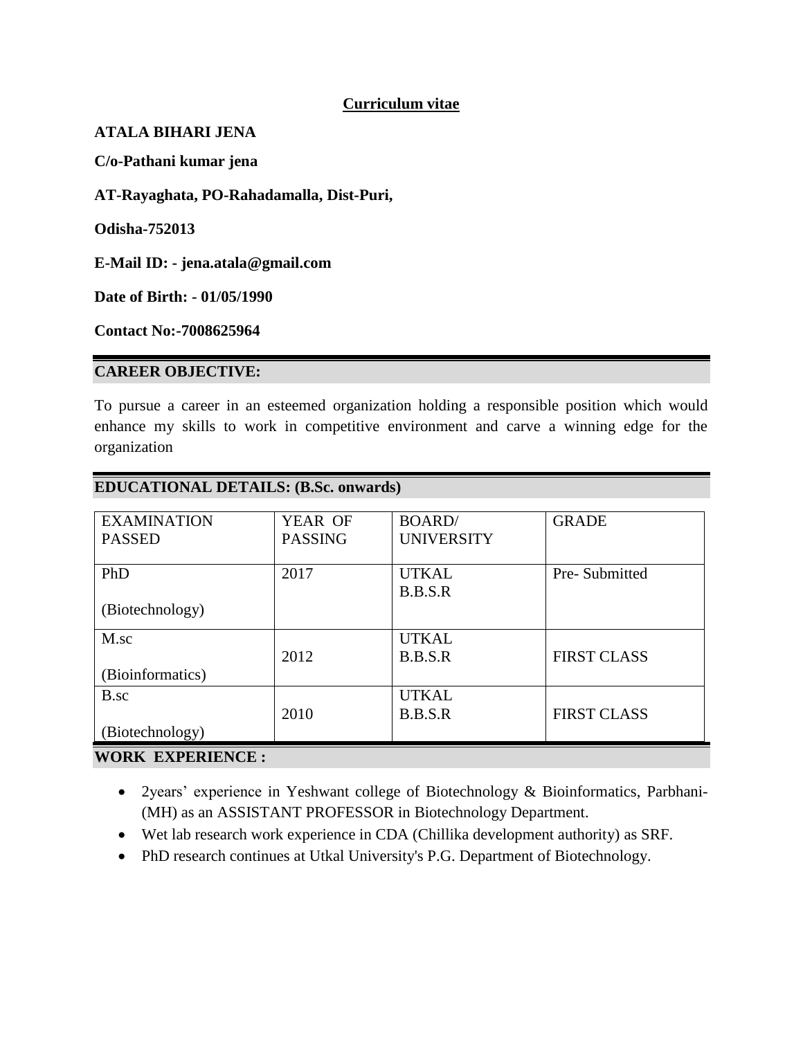# Curriculum vitae

**ATALA BIHARI JENA**

**C/o-Pathani kumar jena**

**AT-Rayaghata, PO-Rahadamalla, Dist-Puri,**

**Odisha-752013**

**E-Mail ID: - jena.atala@gmail.com**

**Date of Birth: - 01/05/1990**

**Contact No:-7008625964**

## CAREER OBJECTIVE:

To pursue a career in an esteemed organization holding a responsible position which would enhance my skills to work in competitive environment and carve a winning edge for the organization

## EDUCATIONAL DETAILS: (B.Sc. onwards)

| EXAMINATION PASSED | YEAR OF PASSING | BOARD/ UNIVERSITY | GRADE |
|---|---|---|---|
| PhD (Biotechnology) | 2017 | UTKAL B.B.S.R | Pre- Submitted |
| M.sc (Bioinformatics) | 2012 | UTKAL B.B.S.R | FIRST CLASS |
| B.sc (Biotechnology) | 2010 | UTKAL B.B.S.R | FIRST CLASS |

## WORK EXPERIENCE :

- 2years' experience in Yeshwant college of Biotechnology & Bioinformatics, Parbhani-(MH) as an ASSISTANT PROFESSOR in Biotechnology Department.
- Wet lab research work experience in CDA (Chillika development authority) as SRF.
- PhD research continues at Utkal University's P.G. Department of Biotechnology.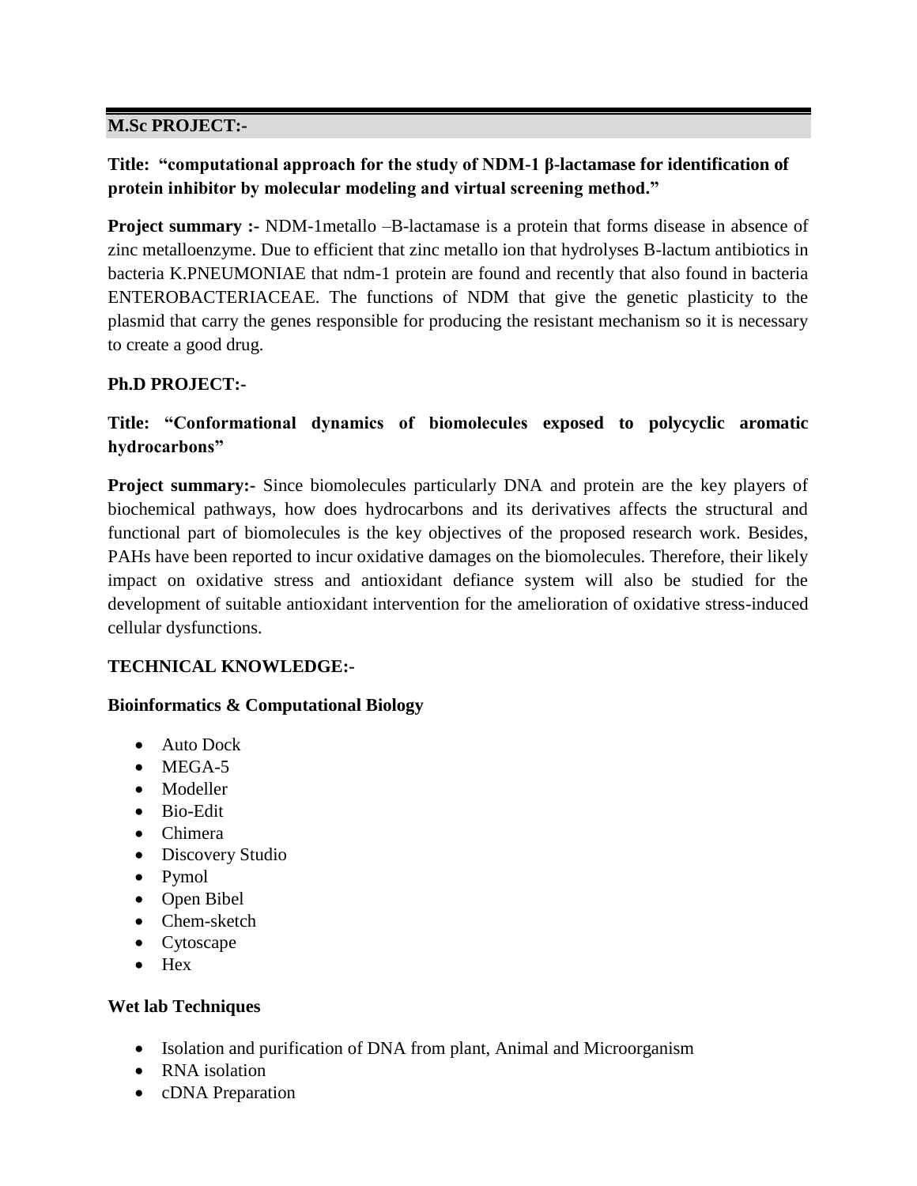## M.Sc PROJECT:-

**Title: "computational approach for the study of NDM-1 β-lactamase for identification of protein inhibitor by molecular modeling and virtual screening method."**

**Project summary :-** NDM-1metallo –B-lactamase is a protein that forms disease in absence of zinc metalloenzyme. Due to efficient that zinc metallo ion that hydrolyses B-lactum antibiotics in bacteria K.PNEUMONIAE that ndm-1 protein are found and recently that also found in bacteria ENTEROBACTERIACEAE. The functions of NDM that give the genetic plasticity to the plasmid that carry the genes responsible for producing the resistant mechanism so it is necessary to create a good drug.

## Ph.D PROJECT:-

**Title: "Conformational dynamics of biomolecules exposed to polycyclic aromatic hydrocarbons"**

**Project summary:-** Since biomolecules particularly DNA and protein are the key players of biochemical pathways, how does hydrocarbons and its derivatives affects the structural and functional part of biomolecules is the key objectives of the proposed research work. Besides, PAHs have been reported to incur oxidative damages on the biomolecules. Therefore, their likely impact on oxidative stress and antioxidant defiance system will also be studied for the development of suitable antioxidant intervention for the amelioration of oxidative stress-induced cellular dysfunctions.

## TECHNICAL KNOWLEDGE:-

### Bioinformatics & Computational Biology

- Auto Dock
- MEGA-5
- Modeller
- Bio-Edit
- Chimera
- Discovery Studio
- Pymol
- Open Bibel
- Chem-sketch
- Cytoscape
- Hex

### Wet lab Techniques

- Isolation and purification of DNA from plant, Animal and Microorganism
- RNA isolation
- cDNA Preparation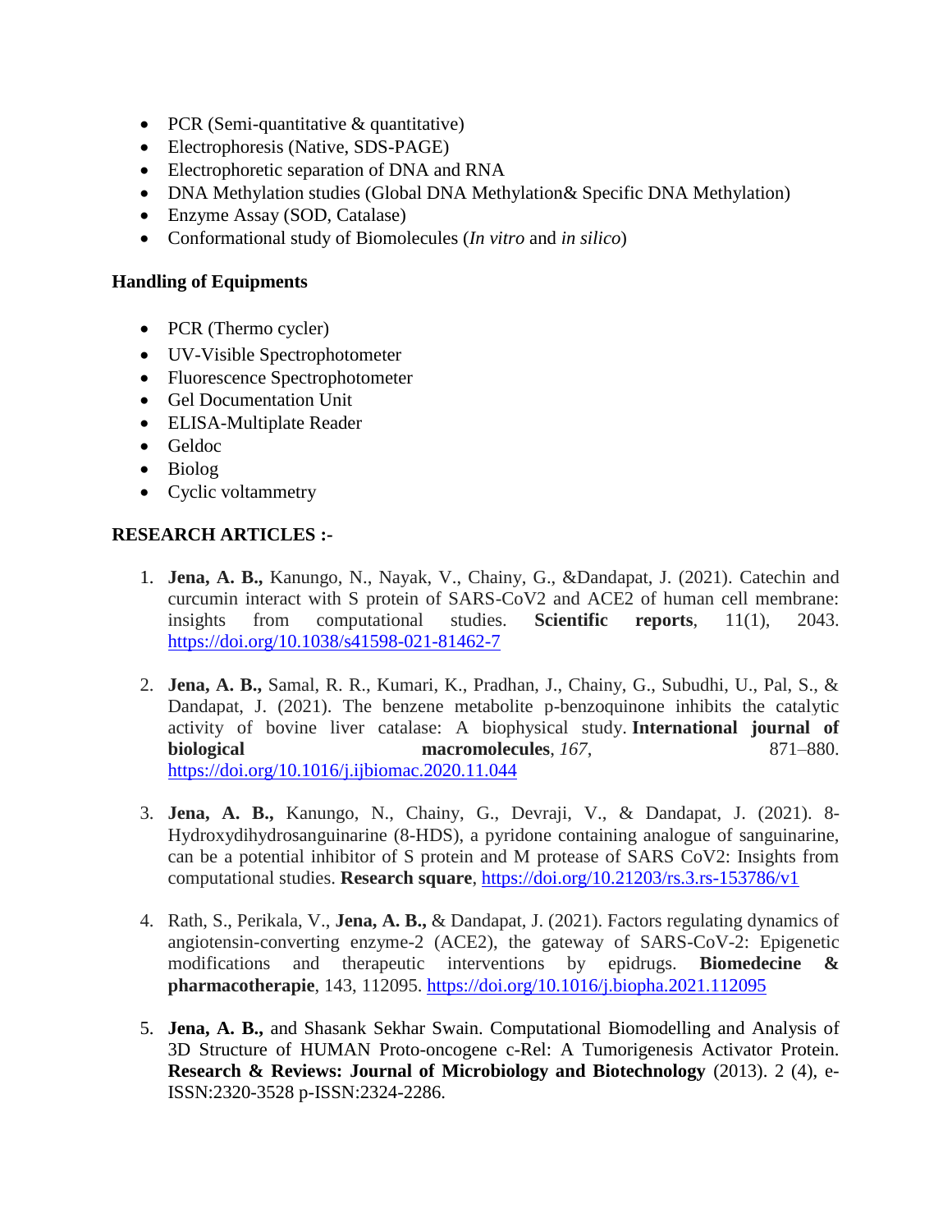- PCR (Semi-quantitative & quantitative)
- Electrophoresis (Native, SDS-PAGE)
- Electrophoretic separation of DNA and RNA
- DNA Methylation studies (Global DNA Methylation& Specific DNA Methylation)
- Enzyme Assay (SOD, Catalase)
- Conformational study of Biomolecules (*In vitro* and *in silico*)

**Handling of Equipments**

- PCR (Thermo cycler)
- UV-Visible Spectrophotometer
- Fluorescence Spectrophotometer
- Gel Documentation Unit
- ELISA-Multiplate Reader
- Geldoc
- Biolog
- Cyclic voltammetry

**RESEARCH ARTICLES :-**

1. **Jena, A. B.,** Kanungo, N., Nayak, V., Chainy, G., &Dandapat, J. (2021). Catechin and curcumin interact with S protein of SARS-CoV2 and ACE2 of human cell membrane: insights from computational studies. **Scientific reports**, 11(1), 2043. https://doi.org/10.1038/s41598-021-81462-7

2. **Jena, A. B.,** Samal, R. R., Kumari, K., Pradhan, J., Chainy, G., Subudhi, U., Pal, S., & Dandapat, J. (2021). The benzene metabolite p-benzoquinone inhibits the catalytic activity of bovine liver catalase: A biophysical study. **International journal of biological macromolecules**, *167*, 871–880. https://doi.org/10.1016/j.ijbiomac.2020.11.044

3. **Jena, A. B.,** Kanungo, N., Chainy, G., Devraji, V., & Dandapat, J. (2021). 8-Hydroxydihydrosanguinarine (8-HDS), a pyridone containing analogue of sanguinarine, can be a potential inhibitor of S protein and M protease of SARS CoV2: Insights from computational studies. **Research square**, https://doi.org/10.21203/rs.3.rs-153786/v1

4. Rath, S., Perikala, V., **Jena, A. B.,** & Dandapat, J. (2021). Factors regulating dynamics of angiotensin-converting enzyme-2 (ACE2), the gateway of SARS-CoV-2: Epigenetic modifications and therapeutic interventions by epidrugs. **Biomedecine & pharmacotherapie**, 143, 112095. https://doi.org/10.1016/j.biopha.2021.112095

5. **Jena, A. B.,** and Shasank Sekhar Swain. Computational Biomodelling and Analysis of 3D Structure of HUMAN Proto-oncogene c-Rel: A Tumorigenesis Activator Protein. **Research & Reviews: Journal of Microbiology and Biotechnology** (2013). 2 (4), e-ISSN:2320-3528 p-ISSN:2324-2286.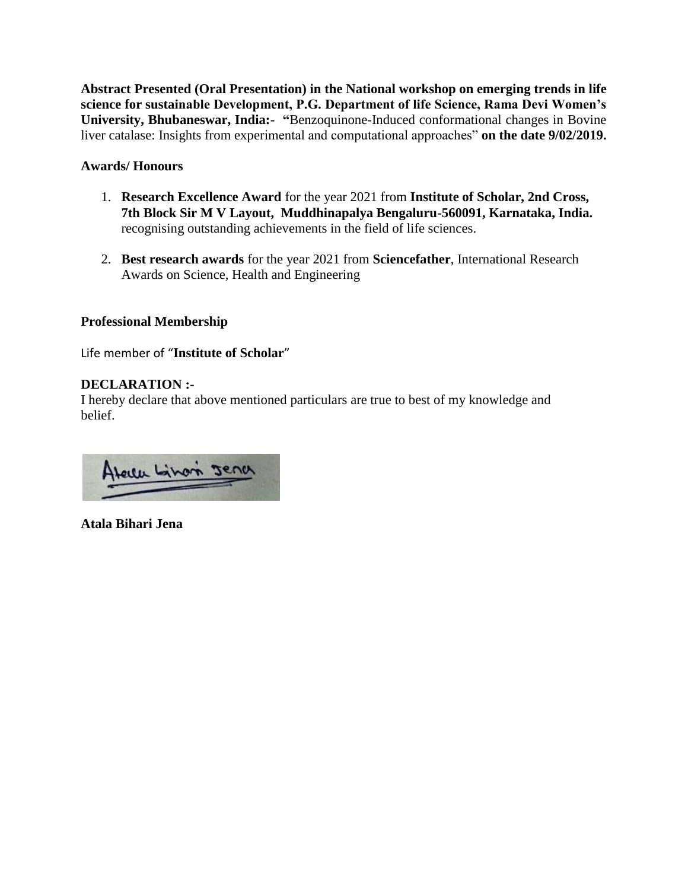**Abstract Presented (Oral Presentation) in the National workshop on emerging trends in life science for sustainable Development, P.G. Department of life Science, Rama Devi Women's University, Bhubaneswar, India:- "**Benzoquinone-Induced conformational changes in Bovine liver catalase: Insights from experimental and computational approaches" **on the date 9/02/2019.**

**Awards/ Honours**

1. **Research Excellence Award** for the year 2021 from **Institute of Scholar, 2nd Cross, 7th Block Sir M V Layout, Muddhinapalya Bengaluru-560091, Karnataka, India.** recognising outstanding achievements in the field of life sciences.

2. **Best research awards** for the year 2021 from **Sciencefather**, International Research Awards on Science, Health and Engineering

**Professional Membership**

Life member of "**Institute of Scholar**"

**DECLARATION :-**

I hereby declare that above mentioned particulars are true to best of my knowledge and belief.

Atala Bihari Jena

**Atala Bihari Jena**